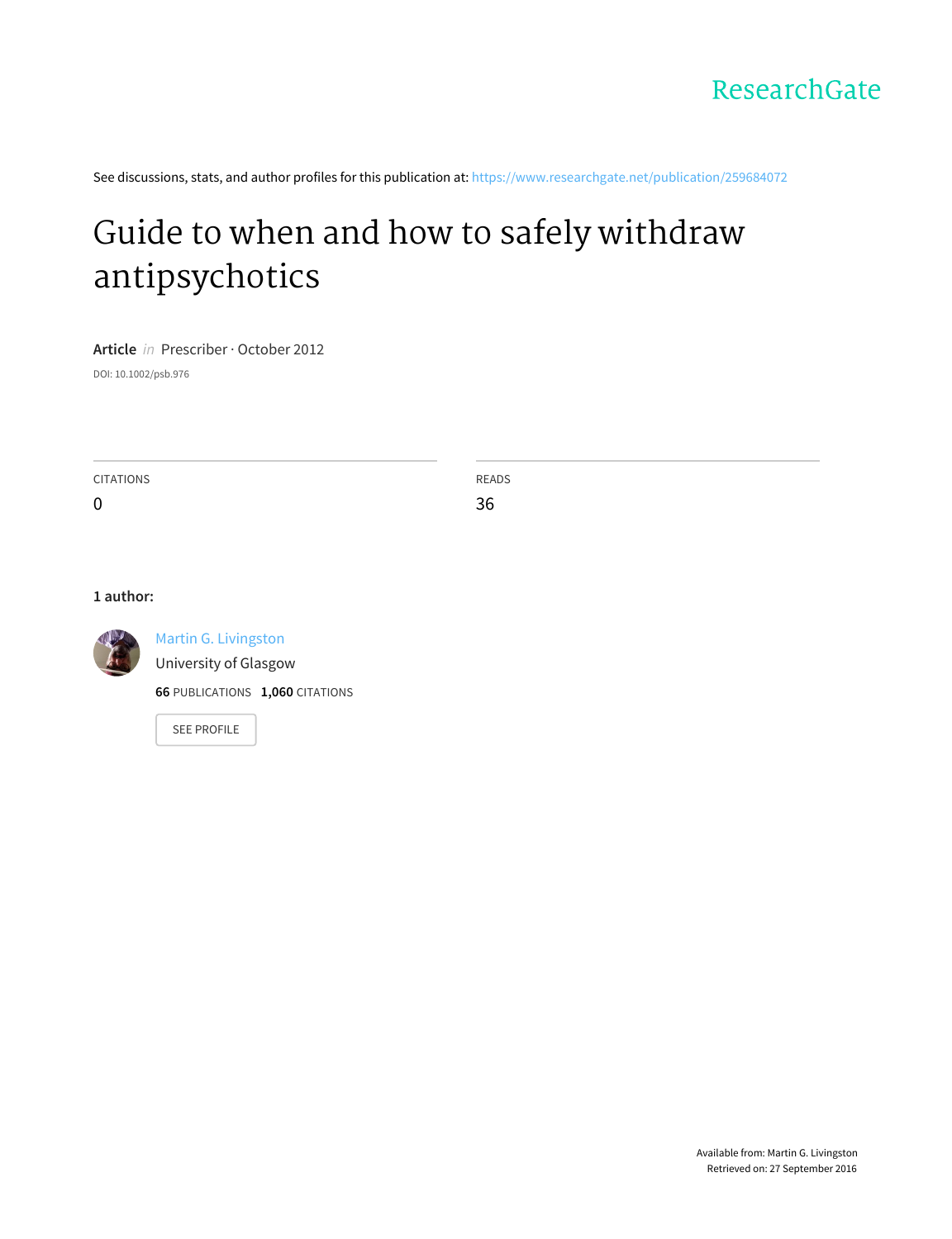ResearchGate

See discussions, stats, and author profiles for this publication at: https://www.researchgate.net/publication/259684072

# Guide to when and how to safely withdraw antipsychotics

**Article** *in* Prescriber · October 2012

DOI: 10.1002/psb.976

| CITATIONS | READS |
| --- | --- |
| 0 | 36 |

**1 author:**

Martin G. Livingston
University of Glasgow
**66** PUBLICATIONS **1,060** CITATIONS

SEE PROFILE

Available from: Martin G. Livingston
Retrieved on: 27 September 2016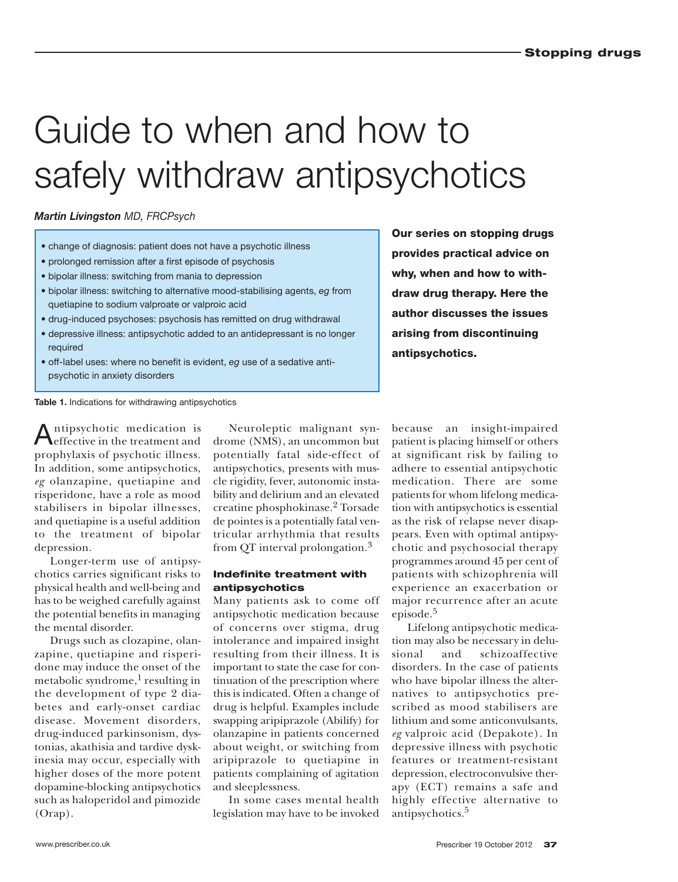# Guide to when and how to safely withdraw antipsychotics

***Martin Livingston** MD, FRCPsych*

**Our series on stopping drugs provides practical advice on why, when and how to withdraw drug therapy. Here the author discusses the issues arising from discontinuing antipsychotics.**

- change of diagnosis: patient does not have a psychotic illness
- prolonged remission after a first episode of psychosis
- bipolar illness: switching from mania to depression
- bipolar illness: switching to alternative mood-stabilising agents, *eg* from quetiapine to sodium valproate or valproic acid
- drug-induced psychoses: psychosis has remitted on drug withdrawal
- depressive illness: antipsychotic added to an antidepressant is no longer required
- off-label uses: where no benefit is evident, *eg* use of a sedative antipsychotic in anxiety disorders

**Table 1.** Indications for withdrawing antipsychotics

Antipsychotic medication is effective in the treatment and prophylaxis of psychotic illness. In addition, some antipsychotics, *eg* olanzapine, quetiapine and risperidone, have a role as mood stabilisers in bipolar illnesses, and quetiapine is a useful addition to the treatment of bipolar depression.

Longer-term use of antipsychotics carries significant risks to physical health and well-being and has to be weighed carefully against the potential benefits in managing the mental disorder.

Drugs such as clozapine, olanzapine, quetiapine and risperidone may induce the onset of the metabolic syndrome,[1] resulting in the development of type 2 diabetes and early-onset cardiac disease. Movement disorders, drug-induced parkinsonism, dystonias, akathisia and tardive dyskinesia may occur, especially with higher doses of the more potent dopamine-blocking antipsychotics such as haloperidol and pimozide (Orap).

Neuroleptic malignant syndrome (NMS), an uncommon but potentially fatal side-effect of antipsychotics, presents with muscle rigidity, fever, autonomic instability and delirium and an elevated creatine phosphokinase.[2] Torsade de pointes is a potentially fatal ventricular arrhythmia that results from QT interval prolongation.[3]

### Indefinite treatment with antipsychotics

Many patients ask to come off antipsychotic medication because of concerns over stigma, drug intolerance and impaired insight resulting from their illness. It is important to state the case for continuation of the prescription where this is indicated. Often a change of drug is helpful. Examples include swapping aripiprazole (Abilify) for olanzapine in patients concerned about weight, or switching from aripiprazole to quetiapine in patients complaining of agitation and sleeplessness.

In some cases mental health legislation may have to be invoked because an insight-impaired patient is placing himself or others at significant risk by failing to adhere to essential antipsychotic medication. There are some patients for whom lifelong medication with antipsychotics is essential as the risk of relapse never disappears. Even with optimal antipsychotic and psychosocial therapy programmes around 45 per cent of patients with schizophrenia will experience an exacerbation or major recurrence after an acute episode.[5]

Lifelong antipsychotic medication may also be necessary in delusional and schizoaffective disorders. In the case of patients who have bipolar illness the alternatives to antipsychotics prescribed as mood stabilisers are lithium and some anticonvulsants, *eg* valproic acid (Depakote). In depressive illness with psychotic features or treatment-resistant depression, electroconvulsive therapy (ECT) remains a safe and highly effective alternative to antipsychotics.[5]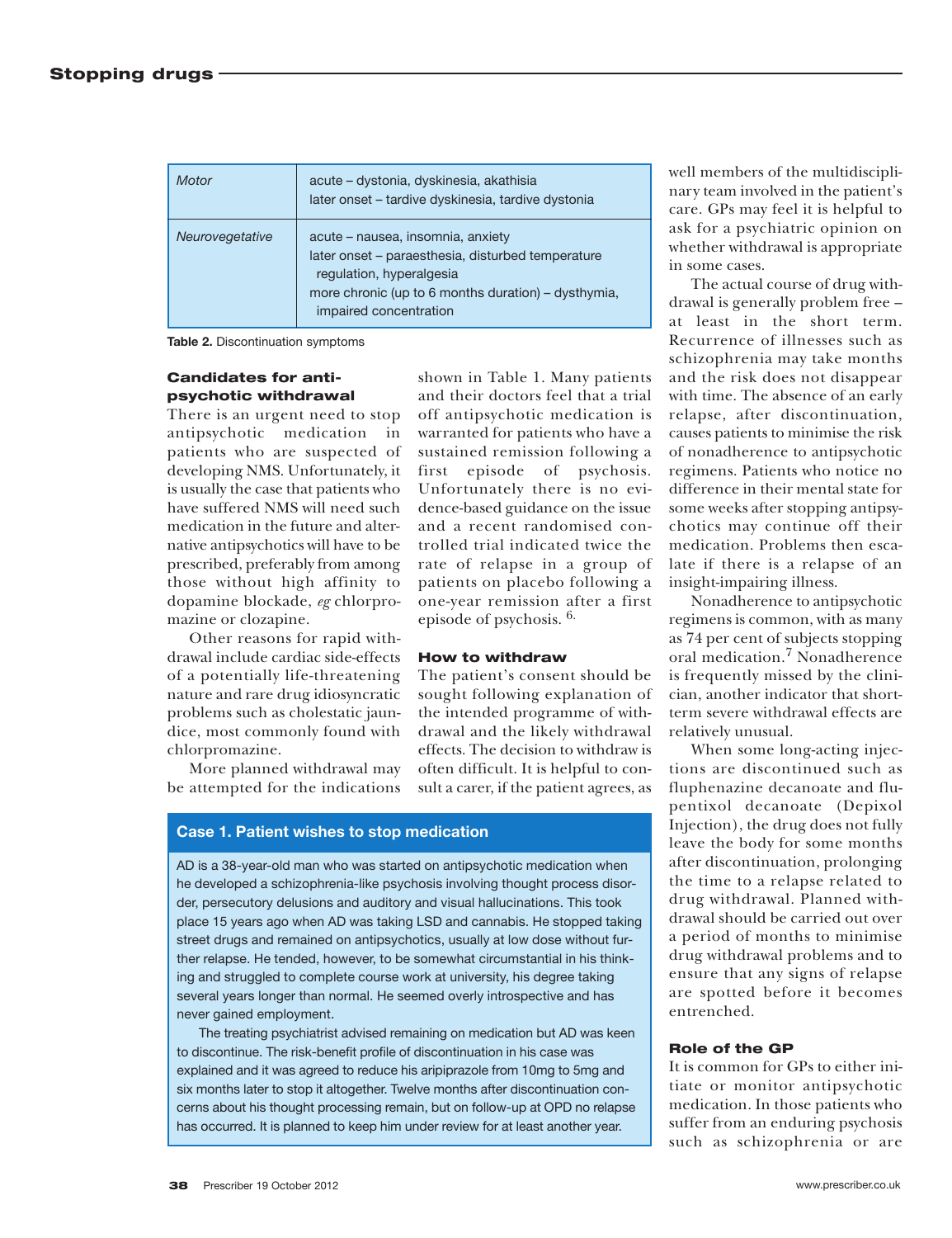| Motor | acute – dystonia, dyskinesia, akathisia<br>later onset – tardive dyskinesia, tardive dystonia |
|---|---|
| Neurovegetative | acute – nausea, insomnia, anxiety<br>later onset – paraesthesia, disturbed temperature regulation, hyperalgesia<br>more chronic (up to 6 months duration) – dysthymia, impaired concentration |

**Table 2.** Discontinuation symptoms

### Candidates for antipsychotic withdrawal

There is an urgent need to stop antipsychotic medication in patients who are suspected of developing NMS. Unfortunately, it is usually the case that patients who have suffered NMS will need such medication in the future and alternative antipsychotics will have to be prescribed, preferably from among those without high affinity to dopamine blockade, *eg* chlorpromazine or clozapine.

Other reasons for rapid withdrawal include cardiac side-effects of a potentially life-threatening nature and rare drug idiosyncratic problems such as cholestatic jaundice, most commonly found with chlorpromazine.

More planned withdrawal may be attempted for the indications shown in Table 1. Many patients and their doctors feel that a trial off antipsychotic medication is warranted for patients who have a sustained remission following a first episode of psychosis. Unfortunately there is no evidence-based guidance on the issue and a recent randomised controlled trial indicated twice the rate of relapse in a group of patients on placebo following a one-year remission after a first episode of psychosis.[6]

### How to withdraw

The patient's consent should be sought following explanation of the intended programme of withdrawal and the likely withdrawal effects. The decision to withdraw is often difficult. It is helpful to consult a carer, if the patient agrees, as well members of the multidisciplinary team involved in the patient's care. GPs may feel it is helpful to ask for a psychiatric opinion on whether withdrawal is appropriate in some cases.

The actual course of drug withdrawal is generally problem free – at least in the short term. Recurrence of illnesses such as schizophrenia may take months and the risk does not disappear with time. The absence of an early relapse, after discontinuation, causes patients to minimise the risk of nonadherence to antipsychotic regimens. Patients who notice no difference in their mental state for some weeks after stopping antipsychotics may continue off their medication. Problems then escalate if there is a relapse of an insight-impairing illness.

Nonadherence to antipsychotic regimens is common, with as many as 74 per cent of subjects stopping oral medication.[7] Nonadherence is frequently missed by the clinician, another indicator that short-term severe withdrawal effects are relatively unusual.

When some long-acting injections are discontinued such as fluphenazine decanoate and flupentixol decanoate (Depixol Injection), the drug does not fully leave the body for some months after discontinuation, prolonging the time to a relapse related to drug withdrawal. Planned withdrawal should be carried out over a period of months to minimise drug withdrawal problems and to ensure that any signs of relapse are spotted before it becomes entrenched.

### Case 1. Patient wishes to stop medication

AD is a 38-year-old man who was started on antipsychotic medication when he developed a schizophrenia-like psychosis involving thought process disorder, persecutory delusions and auditory and visual hallucinations. This took place 15 years ago when AD was taking LSD and cannabis. He stopped taking street drugs and remained on antipsychotics, usually at low dose without further relapse. He tended, however, to be somewhat circumstantial in his thinking and struggled to complete course work at university, his degree taking several years longer than normal. He seemed overly introspective and has never gained employment.

The treating psychiatrist advised remaining on medication but AD was keen to discontinue. The risk-benefit profile of discontinuation in his case was explained and it was agreed to reduce his aripiprazole from 10mg to 5mg and six months later to stop it altogether. Twelve months after discontinuation concerns about his thought processing remain, but on follow-up at OPD no relapse has occurred. It is planned to keep him under review for at least another year.

### Role of the GP

It is common for GPs to either initiate or monitor antipsychotic medication. In those patients who suffer from an enduring psychosis such as schizophrenia or are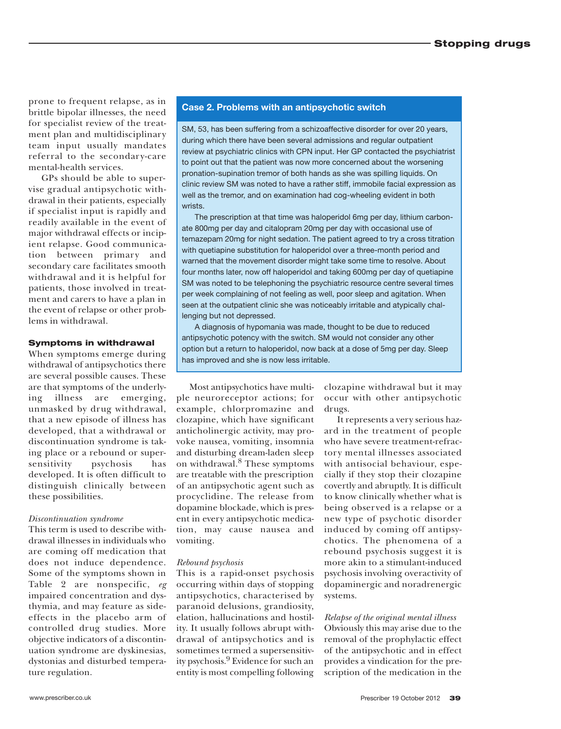prone to frequent relapse, as in brittle bipolar illnesses, the need for specialist review of the treatment plan and multidisciplinary team input usually mandates referral to the secondary-care mental-health services.

GPs should be able to supervise gradual antipsychotic withdrawal in their patients, especially if specialist input is rapidly and readily available in the event of major withdrawal effects or incipient relapse. Good communication between primary and secondary care facilitates smooth withdrawal and it is helpful for patients, those involved in treatment and carers to have a plan in the event of relapse or other problems in withdrawal.

> **Case 2. Problems with an antipsychotic switch**
>
> SM, 53, has been suffering from a schizoaffective disorder for over 20 years, during which there have been several admissions and regular outpatient review at psychiatric clinics with CPN input. Her GP contacted the psychiatrist to point out that the patient was now more concerned about the worsening pronation-supination tremor of both hands as she was spilling liquids. On clinic review SM was noted to have a rather stiff, immobile facial expression as well as the tremor, and on examination had cog-wheeling evident in both wrists.
>
> The prescription at that time was haloperidol 6mg per day, lithium carbonate 800mg per day and citalopram 20mg per day with occasional use of temazepam 20mg for night sedation. The patient agreed to try a cross titration with quetiapine substitution for haloperidol over a three-month period and warned that the movement disorder might take some time to resolve. About four months later, now off haloperidol and taking 600mg per day of quetiapine SM was noted to be telephoning the psychiatric resource centre several times per week complaining of not feeling as well, poor sleep and agitation. When seen at the outpatient clinic she was noticeably irritable and atypically challenging but not depressed.
>
> A diagnosis of hypomania was made, thought to be due to reduced antipsychotic potency with the switch. SM would not consider any other option but a return to haloperidol, now back at a dose of 5mg per day. Sleep has improved and she is now less irritable.

### Symptoms in withdrawal

When symptoms emerge during withdrawal of antipsychotics there are several possible causes. These are that symptoms of the underlying illness are emerging, unmasked by drug withdrawal, that a new episode of illness has developed, that a withdrawal or discontinuation syndrome is taking place or a rebound or supersensitivity psychosis has developed. It is often difficult to distinguish clinically between these possibilities.

*Discontinuation syndrome*

This term is used to describe withdrawal illnesses in individuals who are coming off medication that does not induce dependence. Some of the symptoms shown in Table 2 are nonspecific, *eg* impaired concentration and dysthymia, and may feature as side-effects in the placebo arm of controlled drug studies. More objective indicators of a discontinuation syndrome are dyskinesias, dystonias and disturbed temperature regulation.

Most antipsychotics have multiple neuroreceptor actions; for example, chlorpromazine and clozapine, which have significant anticholinergic activity, may provoke nausea, vomiting, insomnia and disturbing dream-laden sleep on withdrawal.[8] These symptoms are treatable with the prescription of an antipsychotic agent such as procyclidine. The release from dopamine blockade, which is present in every antipsychotic medication, may cause nausea and vomiting.

*Rebound psychosis*

This is a rapid-onset psychosis occurring within days of stopping antipsychotics, characterised by paranoid delusions, grandiosity, elation, hallucinations and hostility. It usually follows abrupt withdrawal of antipsychotics and is sometimes termed a supersensitivity psychosis.[9] Evidence for such an entity is most compelling following clozapine withdrawal but it may occur with other antipsychotic drugs.

It represents a very serious hazard in the treatment of people who have severe treatment-refractory mental illnesses associated with antisocial behaviour, especially if they stop their clozapine covertly and abruptly. It is difficult to know clinically whether what is being observed is a relapse or a new type of psychotic disorder induced by coming off antipsychotics. The phenomena of a rebound psychosis suggest it is more akin to a stimulant-induced psychosis involving overactivity of dopaminergic and noradrenergic systems.

*Relapse of the original mental illness*

Obviously this may arise due to the removal of the prophylactic effect of the antipsychotic and in effect provides a vindication for the prescription of the medication in the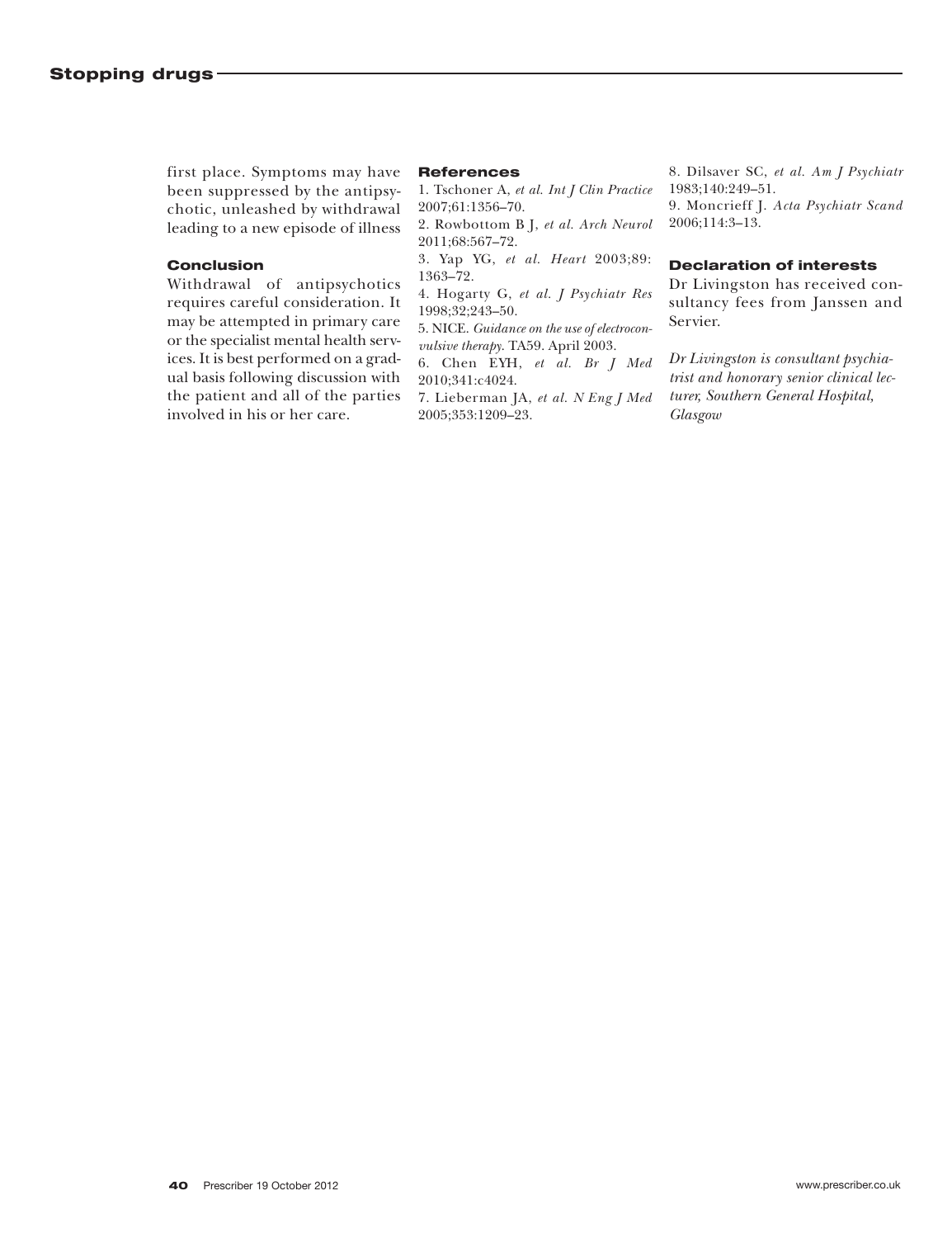first place. Symptoms may have been suppressed by the antipsychotic, unleashed by withdrawal leading to a new episode of illness

### Conclusion

Withdrawal of antipsychotics requires careful consideration. It may be attempted in primary care or the specialist mental health services. It is best performed on a gradual basis following discussion with the patient and all of the parties involved in his or her care.

### References

1. Tschoner A, *et al. Int J Clin Practice* 2007;61:1356–70.
2. Rowbottom B J, *et al. Arch Neurol* 2011;68:567–72.
3. Yap YG, *et al. Heart* 2003;89: 1363–72.
4. Hogarty G, *et al. J Psychiatr Res* 1998;32;243–50.
5. NICE. *Guidance on the use of electroconvulsive therapy.* TA59. April 2003.
6. Chen EYH, *et al. Br J Med* 2010;341:c4024.
7. Lieberman JA, *et al. N Eng J Med* 2005;353:1209–23.
8. Dilsaver SC, *et al. Am J Psychiatr* 1983;140:249–51.
9. Moncrieff J. *Acta Psychiatr Scand* 2006;114:3–13.

### Declaration of interests

Dr Livingston has received consultancy fees from Janssen and Servier.

*Dr Livingston is consultant psychiatrist and honorary senior clinical lecturer, Southern General Hospital, Glasgow*